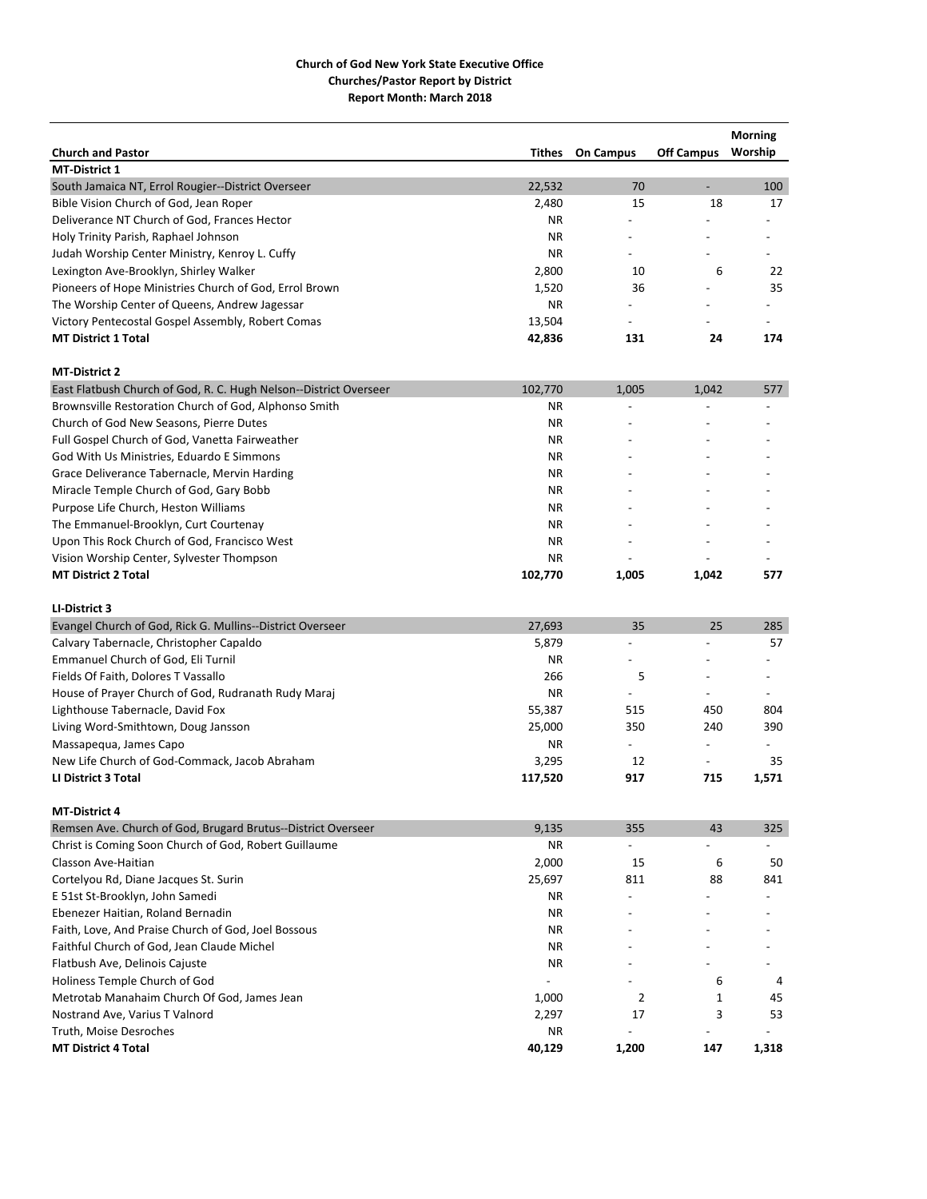**Church of God New York State Executive Office**
**Churches/Pastor Report by District**
**Report Month: March 2018**

| Church and Pastor | Tithes | On Campus | Off Campus | Morning Worship |
|---|---|---|---|---|
| **MT-District 1** | | | | |
| South Jamaica NT, Errol Rougier--District Overseer | 22,532 | 70 | - | 100 |
| Bible Vision Church of God, Jean Roper | 2,480 | 15 | 18 | 17 |
| Deliverance NT Church of God, Frances Hector | NR | - | - | - |
| Holy Trinity Parish, Raphael Johnson | NR | - | - | - |
| Judah Worship Center Ministry, Kenroy L. Cuffy | NR | - | - | - |
| Lexington Ave-Brooklyn, Shirley Walker | 2,800 | 10 | 6 | 22 |
| Pioneers of Hope Ministries Church of God, Errol Brown | 1,520 | 36 | - | 35 |
| The Worship Center of Queens, Andrew Jagessar | NR | - | - | - |
| Victory Pentecostal Gospel Assembly, Robert Comas | 13,504 | - | - | - |
| **MT District 1 Total** | **42,836** | **131** | **24** | **174** |
| | | | | |
| **MT-District 2** | | | | |
| East Flatbush Church of God, R. C. Hugh Nelson--District Overseer | 102,770 | 1,005 | 1,042 | 577 |
| Brownsville Restoration Church of God, Alphonso Smith | NR | - | - | - |
| Church of God New Seasons, Pierre Dutes | NR | - | - | - |
| Full Gospel Church of God, Vanetta Fairweather | NR | - | - | - |
| God With Us Ministries, Eduardo E Simmons | NR | - | - | - |
| Grace Deliverance Tabernacle, Mervin Harding | NR | - | - | - |
| Miracle Temple Church of God, Gary Bobb | NR | - | - | - |
| Purpose Life Church, Heston Williams | NR | - | - | - |
| The Emmanuel-Brooklyn, Curt Courtenay | NR | - | - | - |
| Upon This Rock Church of God, Francisco West | NR | - | - | - |
| Vision Worship Center, Sylvester Thompson | NR | - | - | - |
| **MT District 2 Total** | **102,770** | **1,005** | **1,042** | **577** |
| | | | | |
| **LI-District 3** | | | | |
| Evangel Church of God, Rick G. Mullins--District Overseer | 27,693 | 35 | 25 | 285 |
| Calvary Tabernacle, Christopher Capaldo | 5,879 | - | - | 57 |
| Emmanuel Church of God, Eli Turnil | NR | - | - | - |
| Fields Of Faith, Dolores T Vassallo | 266 | 5 | - | - |
| House of Prayer Church of God, Rudranath Rudy Maraj | NR | - | - | - |
| Lighthouse Tabernacle, David Fox | 55,387 | 515 | 450 | 804 |
| Living Word-Smithtown, Doug Jansson | 25,000 | 350 | 240 | 390 |
| Massapequa, James Capo | NR | - | - | - |
| New Life Church of God-Commack, Jacob Abraham | 3,295 | 12 | - | 35 |
| **LI District 3 Total** | **117,520** | **917** | **715** | **1,571** |
| | | | | |
| **MT-District 4** | | | | |
| Remsen Ave. Church of God, Brugard Brutus--District Overseer | 9,135 | 355 | 43 | 325 |
| Christ is Coming Soon Church of God, Robert Guillaume | NR | - | - | - |
| Classon Ave-Haitian | 2,000 | 15 | 6 | 50 |
| Cortelyou Rd, Diane Jacques St. Surin | 25,697 | 811 | 88 | 841 |
| E 51st St-Brooklyn, John Samedi | NR | - | - | - |
| Ebenezer Haitian, Roland Bernadin | NR | - | - | - |
| Faith, Love, And Praise Church of God, Joel Bossous | NR | - | - | - |
| Faithful Church of God, Jean Claude Michel | NR | - | - | - |
| Flatbush Ave, Delinois Cajuste | NR | - | - | - |
| Holiness Temple Church of God | - | - | 6 | 4 |
| Metrotab Manahaim Church Of God, James Jean | 1,000 | 2 | 1 | 45 |
| Nostrand Ave, Varius T Valnord | 2,297 | 17 | 3 | 53 |
| Truth, Moise Desroches | NR | - | - | - |
| **MT District 4 Total** | **40,129** | **1,200** | **147** | **1,318** |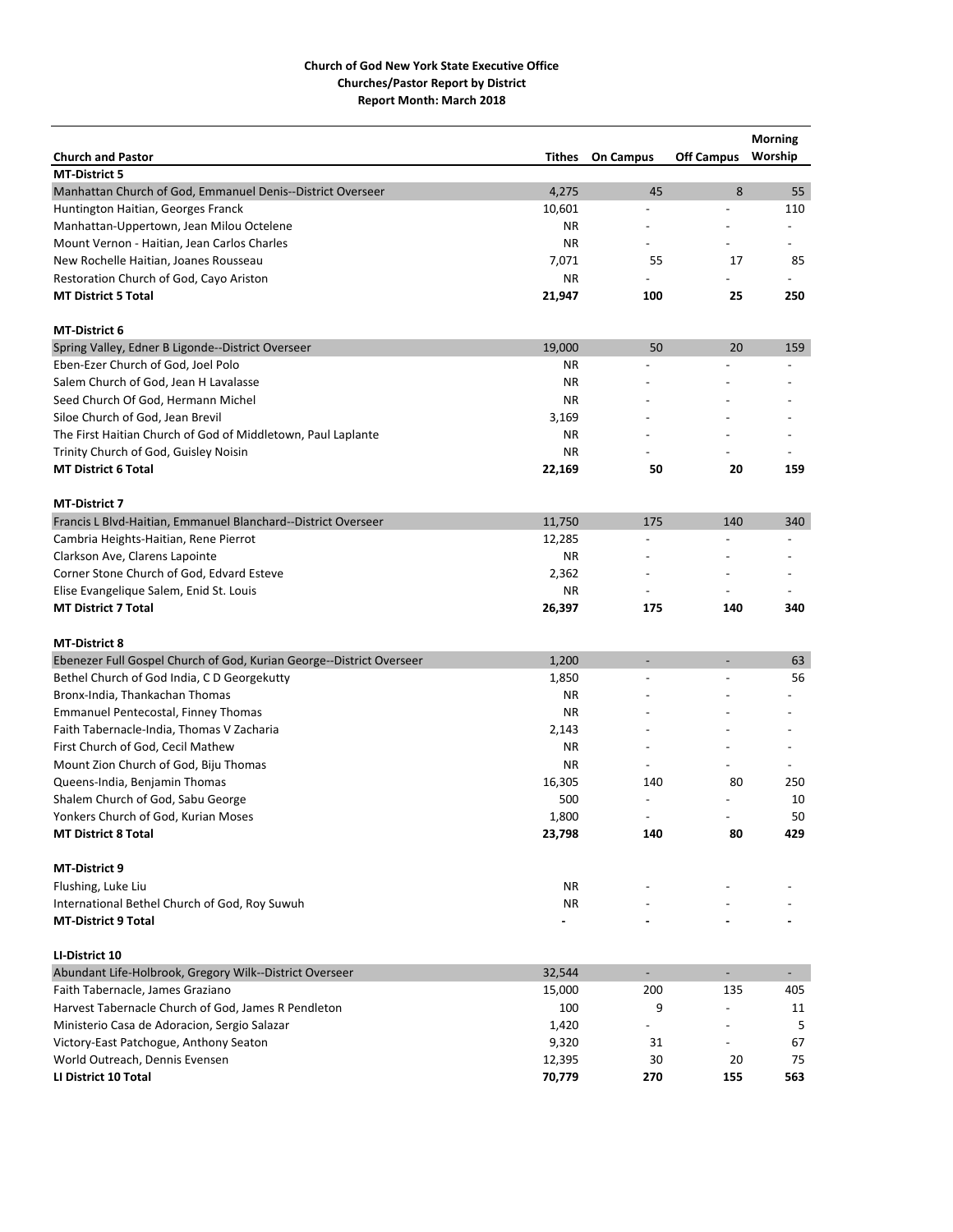**Church of God New York State Executive Office**
**Churches/Pastor Report by District**
**Report Month: March 2018**

| Church and Pastor | Tithes | On Campus | Off Campus | Morning Worship |
|---|---|---|---|---|
| **MT-District 5** | | | | |
| Manhattan Church of God, Emmanuel Denis--District Overseer | 4,275 | 45 | 8 | 55 |
| Huntington Haitian, Georges Franck | 10,601 | - | - | 110 |
| Manhattan-Uppertown, Jean Milou Octelene | NR | - | - | - |
| Mount Vernon - Haitian, Jean Carlos Charles | NR | - | - | - |
| New Rochelle Haitian, Joanes Rousseau | 7,071 | 55 | 17 | 85 |
| Restoration Church of God, Cayo Ariston | NR | - | - | - |
| **MT District 5 Total** | **21,947** | **100** | **25** | **250** |
| **MT-District 6** | | | | |
| Spring Valley, Edner B Ligonde--District Overseer | 19,000 | 50 | 20 | 159 |
| Eben-Ezer Church of God, Joel Polo | NR | - | - | - |
| Salem Church of God, Jean H Lavalasse | NR | - | - | - |
| Seed Church Of God, Hermann Michel | NR | - | - | - |
| Siloe Church of God, Jean Brevil | 3,169 | - | - | - |
| The First Haitian Church of God of Middletown, Paul Laplante | NR | - | - | - |
| Trinity Church of God, Guisley Noisin | NR | - | - | - |
| **MT District 6 Total** | **22,169** | **50** | **20** | **159** |
| **MT-District 7** | | | | |
| Francis L Blvd-Haitian, Emmanuel Blanchard--District Overseer | 11,750 | 175 | 140 | 340 |
| Cambria Heights-Haitian, Rene Pierrot | 12,285 | - | - | - |
| Clarkson Ave, Clarens Lapointe | NR | - | - | - |
| Corner Stone Church of God, Edvard Esteve | 2,362 | - | - | - |
| Elise Evangelique Salem, Enid St. Louis | NR | - | - | - |
| **MT District 7 Total** | **26,397** | **175** | **140** | **340** |
| **MT-District 8** | | | | |
| Ebenezer Full Gospel Church of God, Kurian George--District Overseer | 1,200 | - | - | 63 |
| Bethel Church of God India, C D Georgekutty | 1,850 | - | - | 56 |
| Bronx-India, Thankachan Thomas | NR | - | - | - |
| Emmanuel Pentecostal, Finney Thomas | NR | - | - | - |
| Faith Tabernacle-India, Thomas V Zacharia | 2,143 | - | - | - |
| First Church of God, Cecil Mathew | NR | - | - | - |
| Mount Zion Church of God, Biju Thomas | NR | - | - | - |
| Queens-India, Benjamin Thomas | 16,305 | 140 | 80 | 250 |
| Shalem Church of God, Sabu George | 500 | - | - | 10 |
| Yonkers Church of God, Kurian Moses | 1,800 | - | - | 50 |
| **MT District 8 Total** | **23,798** | **140** | **80** | **429** |
| **MT-District 9** | | | | |
| Flushing, Luke Liu | NR | - | - | - |
| International Bethel Church of God, Roy Suwuh | NR | - | - | - |
| **MT-District 9 Total** | **-** | **-** | **-** | **-** |
| **LI-District 10** | | | | |
| Abundant Life-Holbrook, Gregory Wilk--District Overseer | 32,544 | - | - | - |
| Faith Tabernacle, James Graziano | 15,000 | 200 | 135 | 405 |
| Harvest Tabernacle Church of God, James R Pendleton | 100 | 9 | - | 11 |
| Ministerio Casa de Adoracion, Sergio Salazar | 1,420 | - | - | 5 |
| Victory-East Patchogue, Anthony Seaton | 9,320 | 31 | - | 67 |
| World Outreach, Dennis Evensen | 12,395 | 30 | 20 | 75 |
| **LI District 10 Total** | **70,779** | **270** | **155** | **563** |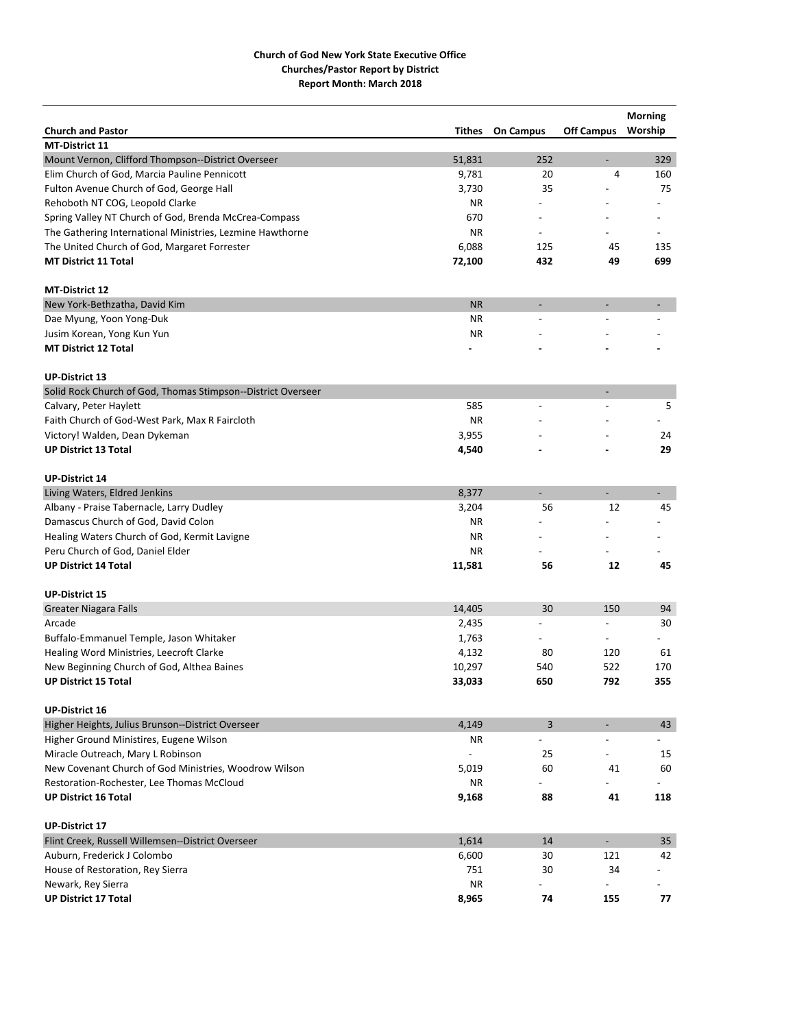**Church of God New York State Executive Office**
**Churches/Pastor Report by District**
**Report Month: March 2018**

| Church and Pastor | Tithes | On Campus | Off Campus | Morning Worship |
|---|---|---|---|---|
| **MT-District 11** | | | | |
| Mount Vernon, Clifford Thompson--District Overseer | 51,831 | 252 | - | 329 |
| Elim Church of God, Marcia Pauline Pennicott | 9,781 | 20 | 4 | 160 |
| Fulton Avenue Church of God, George Hall | 3,730 | 35 | - | 75 |
| Rehoboth NT COG, Leopold Clarke | NR | - | - | - |
| Spring Valley NT Church of God, Brenda McCrea-Compass | 670 | - | - | - |
| The Gathering International Ministries, Lezmine Hawthorne | NR | - | - | - |
| The United Church of God, Margaret Forrester | 6,088 | 125 | 45 | 135 |
| **MT District 11 Total** | **72,100** | **432** | **49** | **699** |
| | | | | |
| **MT-District 12** | | | | |
| New York-Bethzatha, David Kim | NR | - | - | - |
| Dae Myung, Yoon Yong-Duk | NR | - | - | - |
| Jusim Korean, Yong Kun Yun | NR | - | - | - |
| **MT District 12 Total** | **-** | **-** | **-** | **-** |
| | | | | |
| **UP-District 13** | | | | |
| Solid Rock Church of God, Thomas Stimpson--District Overseer | | | - | |
| Calvary, Peter Haylett | 585 | - | - | 5 |
| Faith Church of God-West Park, Max R Faircloth | NR | - | - | - |
| Victory! Walden, Dean Dykeman | 3,955 | - | - | 24 |
| **UP District 13 Total** | **4,540** | **-** | **-** | **29** |
| | | | | |
| **UP-District 14** | | | | |
| Living Waters, Eldred Jenkins | 8,377 | - | - | - |
| Albany - Praise Tabernacle, Larry Dudley | 3,204 | 56 | 12 | 45 |
| Damascus Church of God, David Colon | NR | - | - | - |
| Healing Waters Church of God, Kermit Lavigne | NR | - | - | - |
| Peru Church of God, Daniel Elder | NR | - | - | - |
| **UP District 14 Total** | **11,581** | **56** | **12** | **45** |
| | | | | |
| **UP-District 15** | | | | |
| Greater Niagara Falls | 14,405 | 30 | 150 | 94 |
| Arcade | 2,435 | - | - | 30 |
| Buffalo-Emmanuel Temple, Jason Whitaker | 1,763 | - | - | - |
| Healing Word Ministries, Leecroft Clarke | 4,132 | 80 | 120 | 61 |
| New Beginning Church of God, Althea Baines | 10,297 | 540 | 522 | 170 |
| **UP District 15 Total** | **33,033** | **650** | **792** | **355** |
| | | | | |
| **UP-District 16** | | | | |
| Higher Heights, Julius Brunson--District Overseer | 4,149 | 3 | - | 43 |
| Higher Ground Ministires, Eugene Wilson | NR | - | - | - |
| Miracle Outreach, Mary L Robinson | - | 25 | - | 15 |
| New Covenant Church of God Ministries, Woodrow Wilson | 5,019 | 60 | 41 | 60 |
| Restoration-Rochester, Lee Thomas McCloud | NR | - | - | - |
| **UP District 16 Total** | **9,168** | **88** | **41** | **118** |
| | | | | |
| **UP-District 17** | | | | |
| Flint Creek, Russell Willemsen--District Overseer | 1,614 | 14 | - | 35 |
| Auburn, Frederick J Colombo | 6,600 | 30 | 121 | 42 |
| House of Restoration, Rey Sierra | 751 | 30 | 34 | - |
| Newark, Rey Sierra | NR | - | - | - |
| **UP District 17 Total** | **8,965** | **74** | **155** | **77** |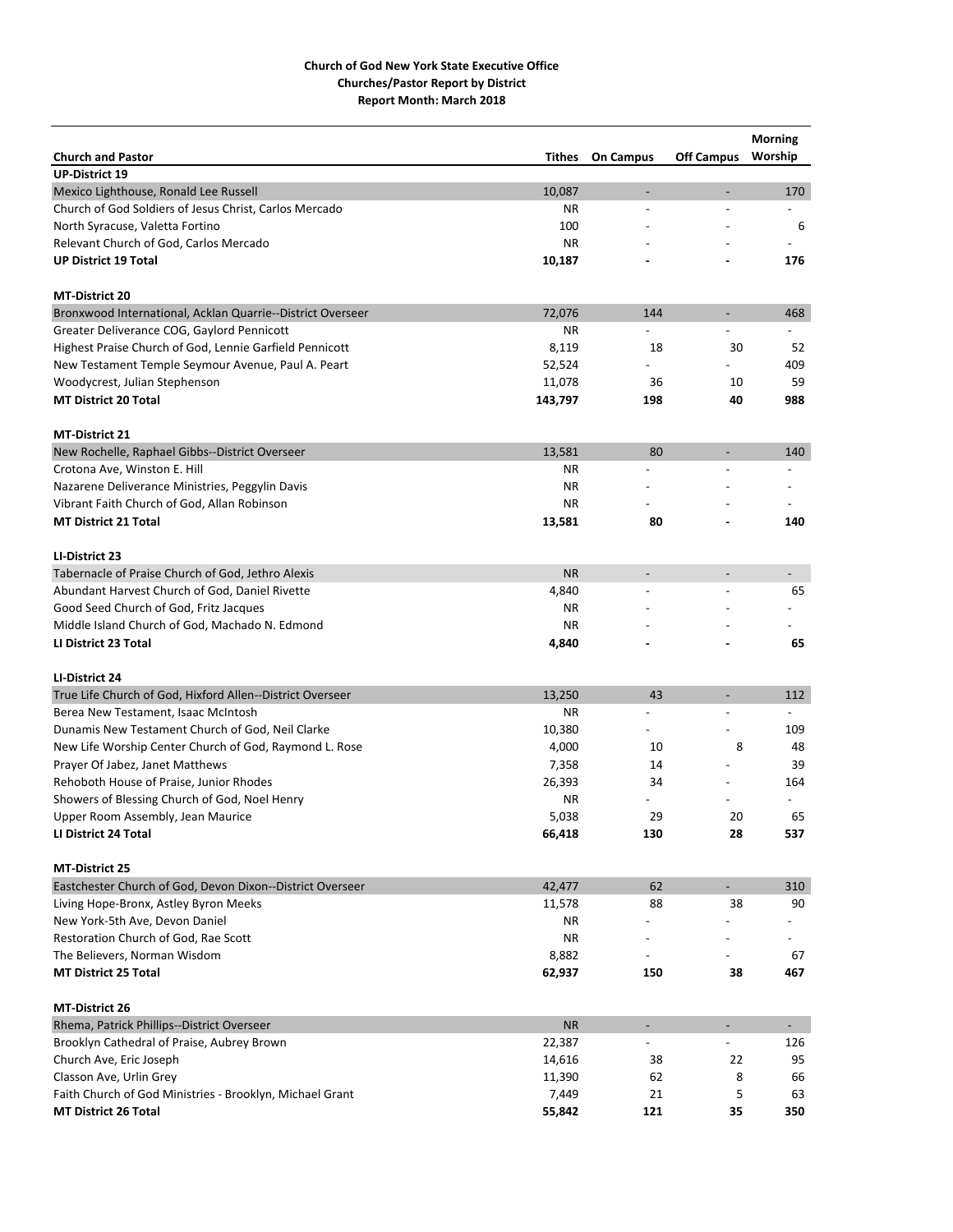**Church of God New York State Executive Office**
**Churches/Pastor Report by District**
**Report Month: March 2018**

| Church and Pastor | Tithes | On Campus | Off Campus | Morning Worship |
|---|---|---|---|---|
| **UP-District 19** | | | | |
| Mexico Lighthouse, Ronald Lee Russell | 10,087 | - | - | 170 |
| Church of God Soldiers of Jesus Christ, Carlos Mercado | NR | - | - | - |
| North Syracuse, Valetta Fortino | 100 | - | - | 6 |
| Relevant Church of God, Carlos Mercado | NR | - | - | - |
| **UP District 19 Total** | **10,187** | **-** | **-** | **176** |
| **MT-District 20** | | | | |
| Bronxwood International, Acklan Quarrie--District Overseer | 72,076 | 144 | - | 468 |
| Greater Deliverance COG, Gaylord Pennicott | NR | - | - | - |
| Highest Praise Church of God, Lennie Garfield Pennicott | 8,119 | 18 | 30 | 52 |
| New Testament Temple Seymour Avenue, Paul A. Peart | 52,524 | - | - | 409 |
| Woodycrest, Julian Stephenson | 11,078 | 36 | 10 | 59 |
| **MT District 20 Total** | **143,797** | **198** | **40** | **988** |
| **MT-District 21** | | | | |
| New Rochelle, Raphael Gibbs--District Overseer | 13,581 | 80 | - | 140 |
| Crotona Ave, Winston E. Hill | NR | - | - | - |
| Nazarene Deliverance Ministries, Peggylin Davis | NR | - | - | - |
| Vibrant Faith Church of God, Allan Robinson | NR | - | - | - |
| **MT District 21 Total** | **13,581** | **80** | **-** | **140** |
| **LI-District 23** | | | | |
| Tabernacle of Praise Church of God, Jethro Alexis | NR | - | - | - |
| Abundant Harvest Church of God, Daniel Rivette | 4,840 | - | - | 65 |
| Good Seed Church of God, Fritz Jacques | NR | - | - | - |
| Middle Island Church of God, Machado N. Edmond | NR | - | - | - |
| **LI District 23 Total** | **4,840** | **-** | **-** | **65** |
| **LI-District 24** | | | | |
| True Life Church of God, Hixford Allen--District Overseer | 13,250 | 43 | - | 112 |
| Berea New Testament, Isaac McIntosh | NR | - | - | - |
| Dunamis New Testament Church of God, Neil Clarke | 10,380 | - | - | 109 |
| New Life Worship Center Church of God, Raymond L. Rose | 4,000 | 10 | 8 | 48 |
| Prayer Of Jabez, Janet Matthews | 7,358 | 14 | - | 39 |
| Rehoboth House of Praise, Junior Rhodes | 26,393 | 34 | - | 164 |
| Showers of Blessing Church of God, Noel Henry | NR | - | - | - |
| Upper Room Assembly, Jean Maurice | 5,038 | 29 | 20 | 65 |
| **LI District 24 Total** | **66,418** | **130** | **28** | **537** |
| **MT-District 25** | | | | |
| Eastchester Church of God, Devon Dixon--District Overseer | 42,477 | 62 | - | 310 |
| Living Hope-Bronx, Astley Byron Meeks | 11,578 | 88 | 38 | 90 |
| New York-5th Ave, Devon Daniel | NR | - | - | - |
| Restoration Church of God, Rae Scott | NR | - | - | - |
| The Believers, Norman Wisdom | 8,882 | - | - | 67 |
| **MT District 25 Total** | **62,937** | **150** | **38** | **467** |
| **MT-District 26** | | | | |
| Rhema, Patrick Phillips--District Overseer | NR | - | - | - |
| Brooklyn Cathedral of Praise, Aubrey Brown | 22,387 | - | - | 126 |
| Church Ave, Eric Joseph | 14,616 | 38 | 22 | 95 |
| Classon Ave, Urlin Grey | 11,390 | 62 | 8 | 66 |
| Faith Church of God Ministries - Brooklyn, Michael Grant | 7,449 | 21 | 5 | 63 |
| **MT District 26 Total** | **55,842** | **121** | **35** | **350** |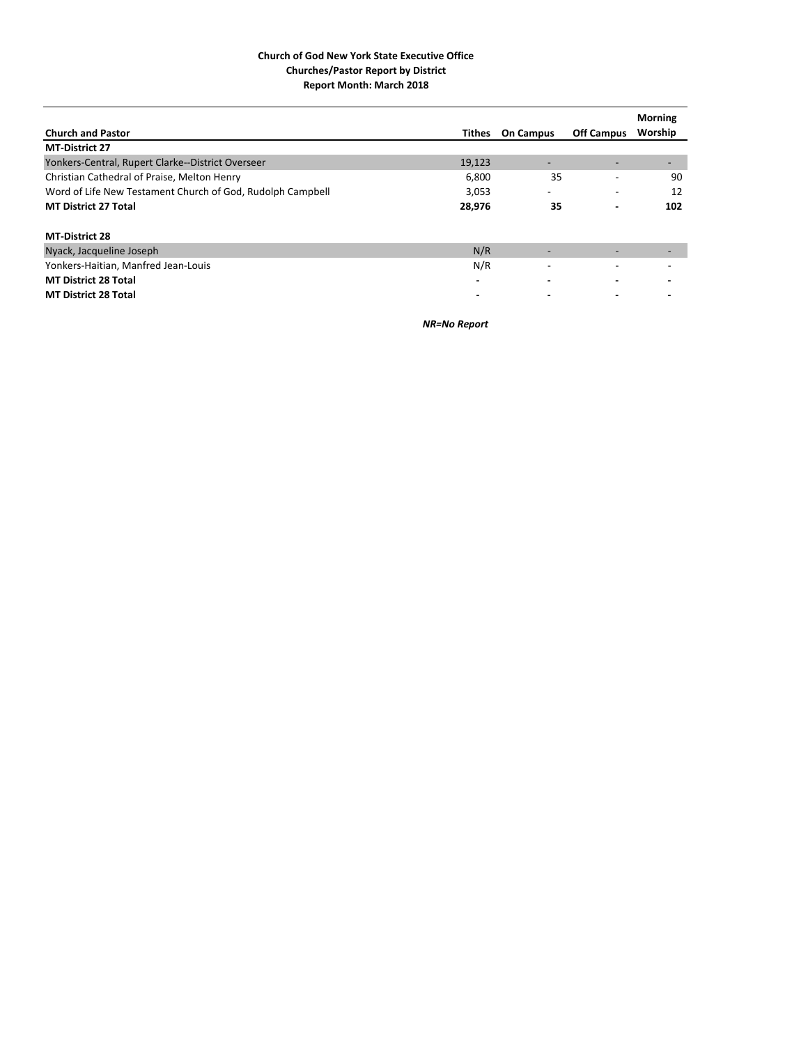**Church of God New York State Executive Office**
**Churches/Pastor Report by District**
**Report Month: March 2018**

| Church and Pastor | Tithes | On Campus | Off Campus | Morning Worship |
|---|---|---|---|---|
| **MT-District 27** | | | | |
| Yonkers-Central, Rupert Clarke--District Overseer | 19,123 | - | - | - |
| Christian Cathedral of Praise, Melton Henry | 6,800 | 35 | - | 90 |
| Word of Life New Testament Church of God, Rudolph Campbell | 3,053 | - | - | 12 |
| **MT District 27 Total** | **28,976** | **35** | **-** | **102** |
| | | | | |
| **MT-District 28** | | | | |
| Nyack, Jacqueline Joseph | N/R | - | - | - |
| Yonkers-Haitian, Manfred Jean-Louis | N/R | - | - | - |
| **MT District 28 Total** | **-** | **-** | **-** | **-** |
| **MT District 28 Total** | **-** | **-** | **-** | **-** |

***NR=No Report***